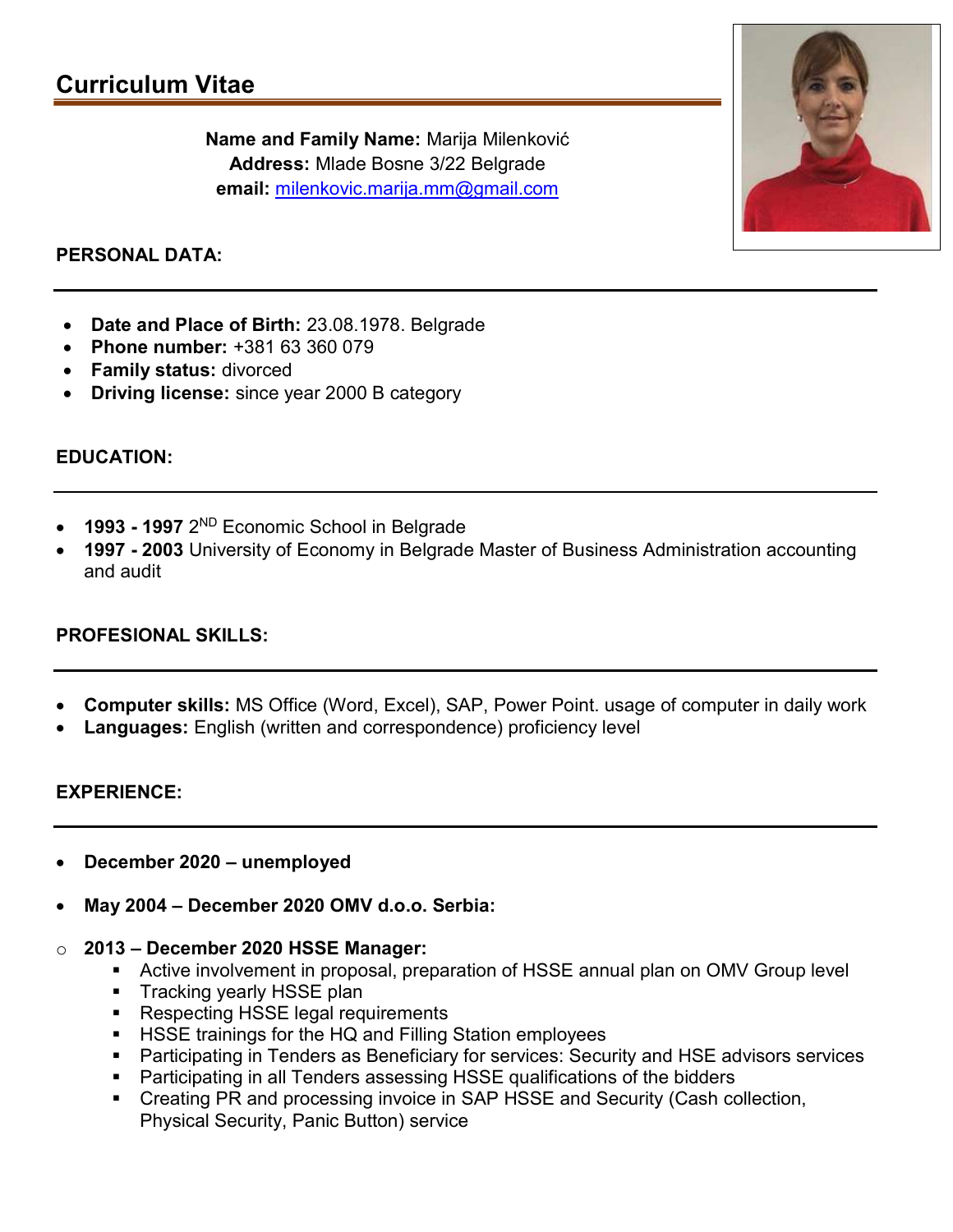# Curriculum Vitae

**Name and Family Name:** Marija Milenković
**Address:** Mlade Bosne 3/22 Belgrade
**email:** milenkovic.marija.mm@gmail.com

## PERSONAL DATA:

- **Date and Place of Birth:** 23.08.1978. Belgrade
- **Phone number:** +381 63 360 079
- **Family status:** divorced
- **Driving license:** since year 2000 B category

## EDUCATION:

- **1993 - 1997** 2ND Economic School in Belgrade
- **1997 - 2003** University of Economy in Belgrade Master of Business Administration accounting and audit

## PROFESIONAL SKILLS:

- **Computer skills:** MS Office (Word, Excel), SAP, Power Point. usage of computer in daily work
- **Languages:** English (written and correspondence) proficiency level

## EXPERIENCE:

- **December 2020 – unemployed**

- **May 2004 – December 2020 OMV d.o.o. Serbia:**

- **2013 – December 2020 HSSE Manager:**
  - Active involvement in proposal, preparation of HSSE annual plan on OMV Group level
  - Tracking yearly HSSE plan
  - Respecting HSSE legal requirements
  - HSSE trainings for the HQ and Filling Station employees
  - Participating in Tenders as Beneficiary for services: Security and HSE advisors services
  - Participating in all Tenders assessing HSSE qualifications of the bidders
  - Creating PR and processing invoice in SAP HSSE and Security (Cash collection, Physical Security, Panic Button) service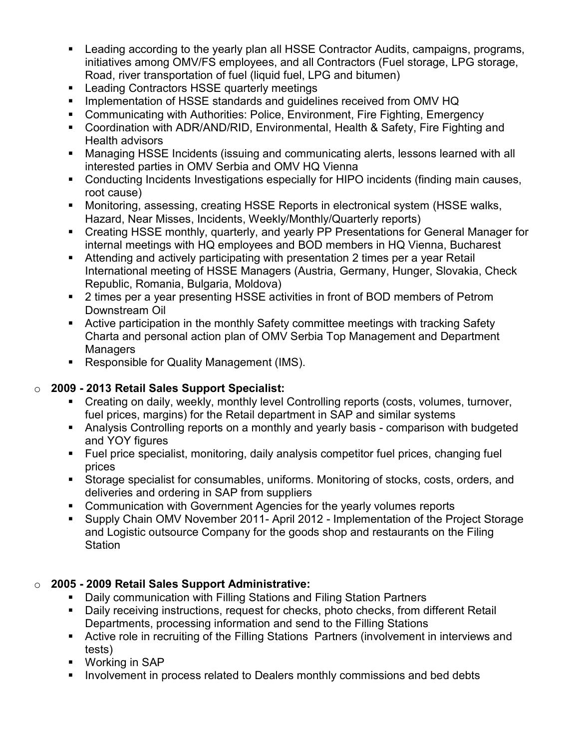- Leading according to the yearly plan all HSSE Contractor Audits, campaigns, programs, initiatives among OMV/FS employees, and all Contractors (Fuel storage, LPG storage, Road, river transportation of fuel (liquid fuel, LPG and bitumen)
- Leading Contractors HSSE quarterly meetings
- Implementation of HSSE standards and guidelines received from OMV HQ
- Communicating with Authorities: Police, Environment, Fire Fighting, Emergency
- Coordination with ADR/AND/RID, Environmental, Health & Safety, Fire Fighting and Health advisors
- Managing HSSE Incidents (issuing and communicating alerts, lessons learned with all interested parties in OMV Serbia and OMV HQ Vienna
- Conducting Incidents Investigations especially for HIPO incidents (finding main causes, root cause)
- Monitoring, assessing, creating HSSE Reports in electronical system (HSSE walks, Hazard, Near Misses, Incidents, Weekly/Monthly/Quarterly reports)
- Creating HSSE monthly, quarterly, and yearly PP Presentations for General Manager for internal meetings with HQ employees and BOD members in HQ Vienna, Bucharest
- Attending and actively participating with presentation 2 times per a year Retail International meeting of HSSE Managers (Austria, Germany, Hunger, Slovakia, Check Republic, Romania, Bulgaria, Moldova)
- 2 times per a year presenting HSSE activities in front of BOD members of Petrom Downstream Oil
- Active participation in the monthly Safety committee meetings with tracking Safety Charta and personal action plan of OMV Serbia Top Management and Department Managers
- Responsible for Quality Management (IMS).

- **2009 - 2013 Retail Sales Support Specialist:**
  - Creating on daily, weekly, monthly level Controlling reports (costs, volumes, turnover, fuel prices, margins) for the Retail department in SAP and similar systems
  - Analysis Controlling reports on a monthly and yearly basis - comparison with budgeted and YOY figures
  - Fuel price specialist, monitoring, daily analysis competitor fuel prices, changing fuel prices
  - Storage specialist for consumables, uniforms. Monitoring of stocks, costs, orders, and deliveries and ordering in SAP from suppliers
  - Communication with Government Agencies for the yearly volumes reports
  - Supply Chain OMV November 2011- April 2012 - Implementation of the Project Storage and Logistic outsource Company for the goods shop and restaurants on the Filing Station

- **2005 - 2009 Retail Sales Support Administrative:**
  - Daily communication with Filling Stations and Filing Station Partners
  - Daily receiving instructions, request for checks, photo checks, from different Retail Departments, processing information and send to the Filling Stations
  - Active role in recruiting of the Filling Stations Partners (involvement in interviews and tests)
  - Working in SAP
  - Involvement in process related to Dealers monthly commissions and bed debts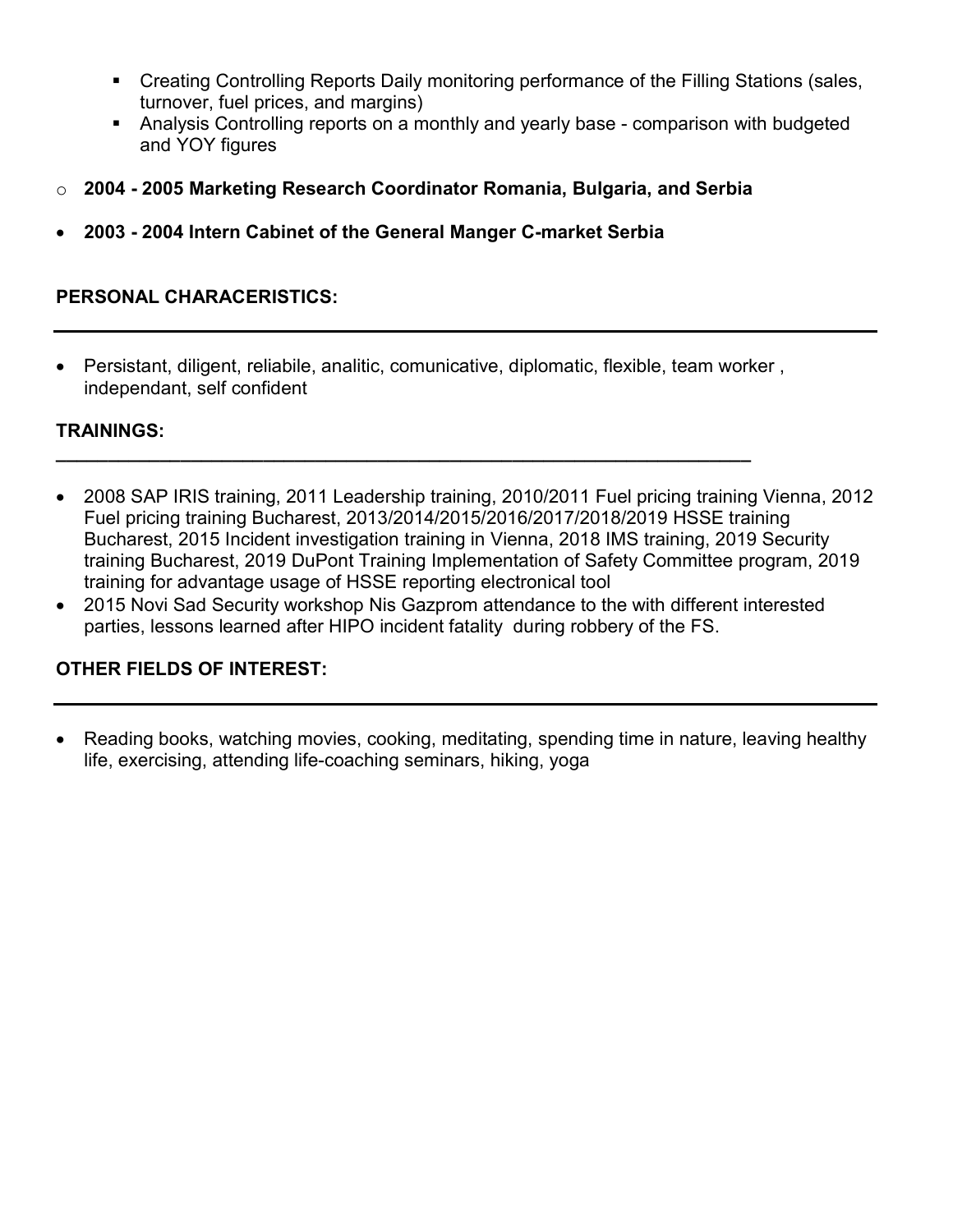- Creating Controlling Reports Daily monitoring performance of the Filling Stations (sales, turnover, fuel prices, and margins)
    - Analysis Controlling reports on a monthly and yearly base - comparison with budgeted and YOY figures

- **2004 - 2005 Marketing Research Coordinator Romania, Bulgaria, and Serbia**

- **2003 - 2004 Intern Cabinet of the General Manger C-market Serbia**

## PERSONAL CHARACERISTICS:

- Persistant, diligent, reliabile, analitic, comunicative, diplomatic, flexible, team worker , independant, self confident

## TRAININGS:

- 2008 SAP IRIS training, 2011 Leadership training, 2010/2011 Fuel pricing training Vienna, 2012 Fuel pricing training Bucharest, 2013/2014/2015/2016/2017/2018/2019 HSSE training Bucharest, 2015 Incident investigation training in Vienna, 2018 IMS training, 2019 Security training Bucharest, 2019 DuPont Training Implementation of Safety Committee program, 2019 training for advantage usage of HSSE reporting electronical tool
- 2015 Novi Sad Security workshop Nis Gazprom attendance to the with different interested parties, lessons learned after HIPO incident fatality during robbery of the FS.

## OTHER FIELDS OF INTEREST:

- Reading books, watching movies, cooking, meditating, spending time in nature, leaving healthy life, exercising, attending life-coaching seminars, hiking, yoga